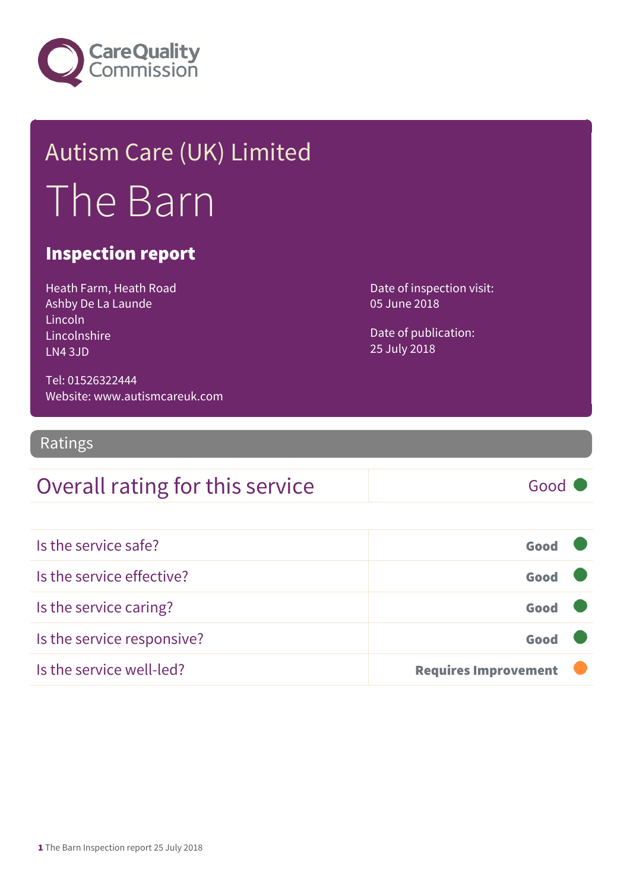Care Quality Commission

# Autism Care (UK) Limited

# The Barn

## Inspection report

Heath Farm, Heath Road
Ashby De La Launde
Lincoln
Lincolnshire
LN4 3JD

Tel: 01526322444
Website: www.autismcareuk.com

Date of inspection visit:
05 June 2018

Date of publication:
25 July 2018

## Ratings

| Overall rating for this service | Good |
| --- | --- |

| | |
| --- | --- |
| Is the service safe? | **Good** |
| Is the service effective? | **Good** |
| Is the service caring? | **Good** |
| Is the service responsive? | **Good** |
| Is the service well-led? | **Requires Improvement** |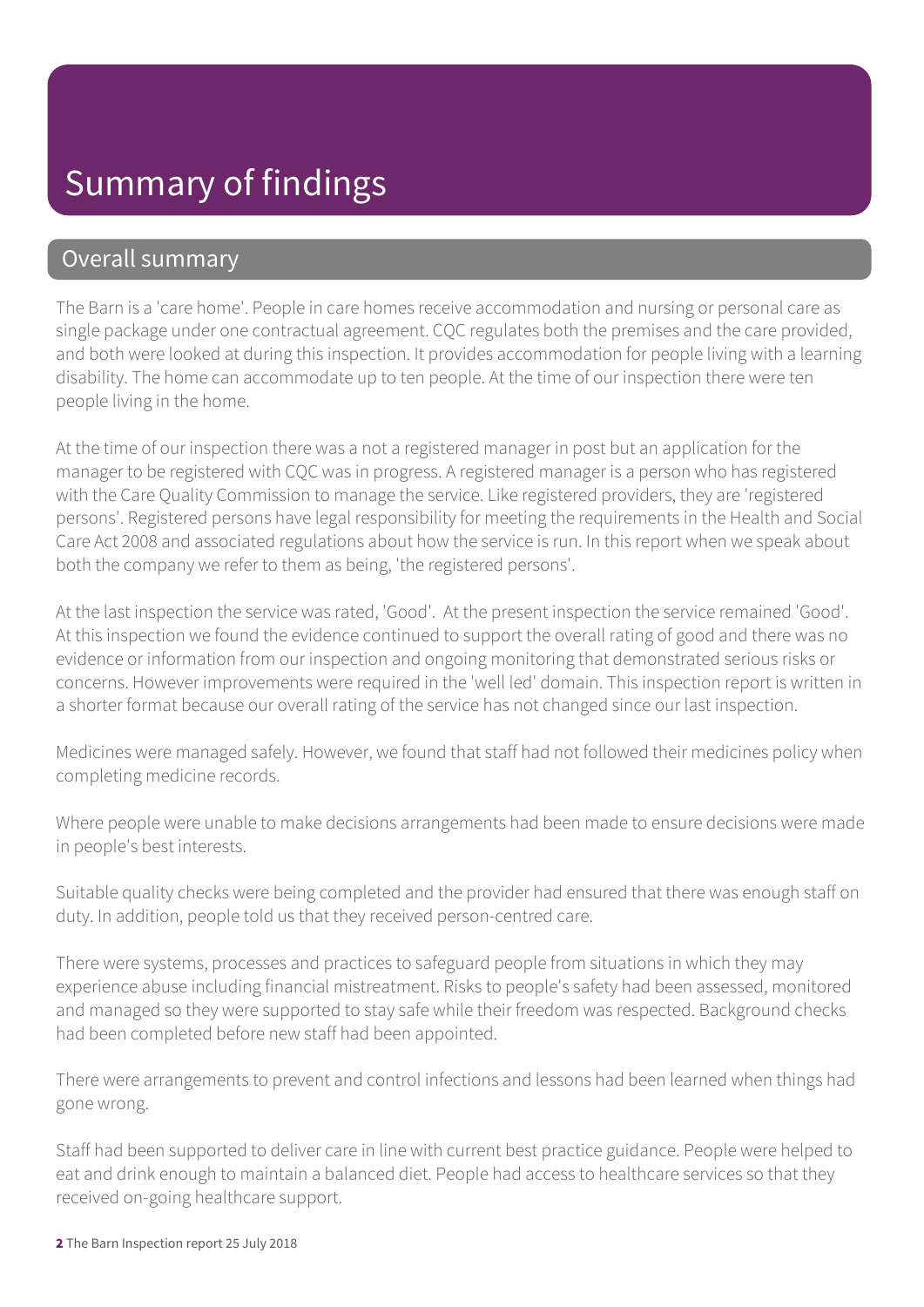# Summary of findings

## Overall summary

The Barn is a 'care home'. People in care homes receive accommodation and nursing or personal care as single package under one contractual agreement. CQC regulates both the premises and the care provided, and both were looked at during this inspection. It provides accommodation for people living with a learning disability. The home can accommodate up to ten people. At the time of our inspection there were ten people living in the home.

At the time of our inspection there was a not a registered manager in post but an application for the manager to be registered with CQC was in progress. A registered manager is a person who has registered with the Care Quality Commission to manage the service. Like registered providers, they are 'registered persons'. Registered persons have legal responsibility for meeting the requirements in the Health and Social Care Act 2008 and associated regulations about how the service is run. In this report when we speak about both the company we refer to them as being, 'the registered persons'.

At the last inspection the service was rated, 'Good'. At the present inspection the service remained 'Good'. At this inspection we found the evidence continued to support the overall rating of good and there was no evidence or information from our inspection and ongoing monitoring that demonstrated serious risks or concerns. However improvements were required in the 'well led' domain. This inspection report is written in a shorter format because our overall rating of the service has not changed since our last inspection.

Medicines were managed safely. However, we found that staff had not followed their medicines policy when completing medicine records.

Where people were unable to make decisions arrangements had been made to ensure decisions were made in people's best interests.

Suitable quality checks were being completed and the provider had ensured that there was enough staff on duty. In addition, people told us that they received person-centred care.

There were systems, processes and practices to safeguard people from situations in which they may experience abuse including financial mistreatment. Risks to people's safety had been assessed, monitored and managed so they were supported to stay safe while their freedom was respected. Background checks had been completed before new staff had been appointed.

There were arrangements to prevent and control infections and lessons had been learned when things had gone wrong.

Staff had been supported to deliver care in line with current best practice guidance. People were helped to eat and drink enough to maintain a balanced diet. People had access to healthcare services so that they received on-going healthcare support.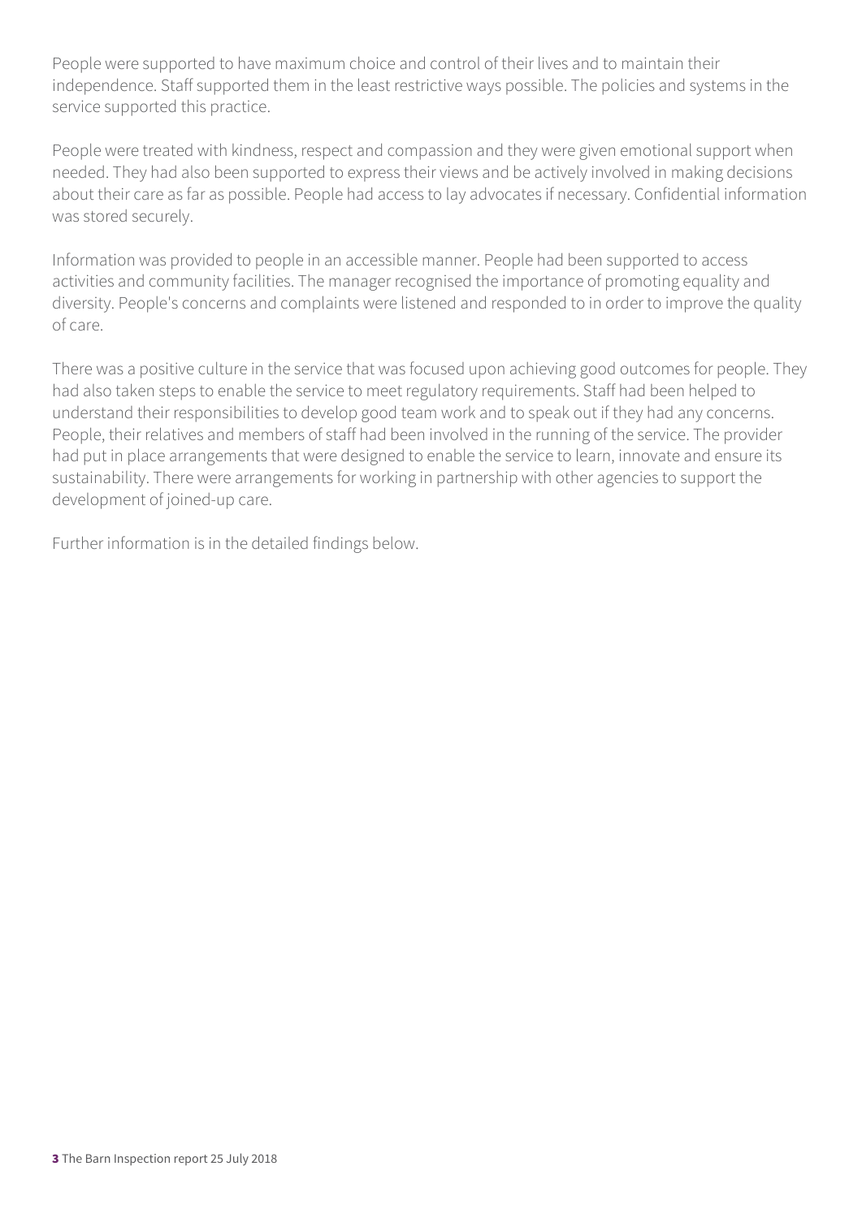People were supported to have maximum choice and control of their lives and to maintain their independence. Staff supported them in the least restrictive ways possible. The policies and systems in the service supported this practice.

People were treated with kindness, respect and compassion and they were given emotional support when needed. They had also been supported to express their views and be actively involved in making decisions about their care as far as possible. People had access to lay advocates if necessary. Confidential information was stored securely.

Information was provided to people in an accessible manner. People had been supported to access activities and community facilities. The manager recognised the importance of promoting equality and diversity. People's concerns and complaints were listened and responded to in order to improve the quality of care.

There was a positive culture in the service that was focused upon achieving good outcomes for people. They had also taken steps to enable the service to meet regulatory requirements. Staff had been helped to understand their responsibilities to develop good team work and to speak out if they had any concerns. People, their relatives and members of staff had been involved in the running of the service. The provider had put in place arrangements that were designed to enable the service to learn, innovate and ensure its sustainability. There were arrangements for working in partnership with other agencies to support the development of joined-up care.

Further information is in the detailed findings below.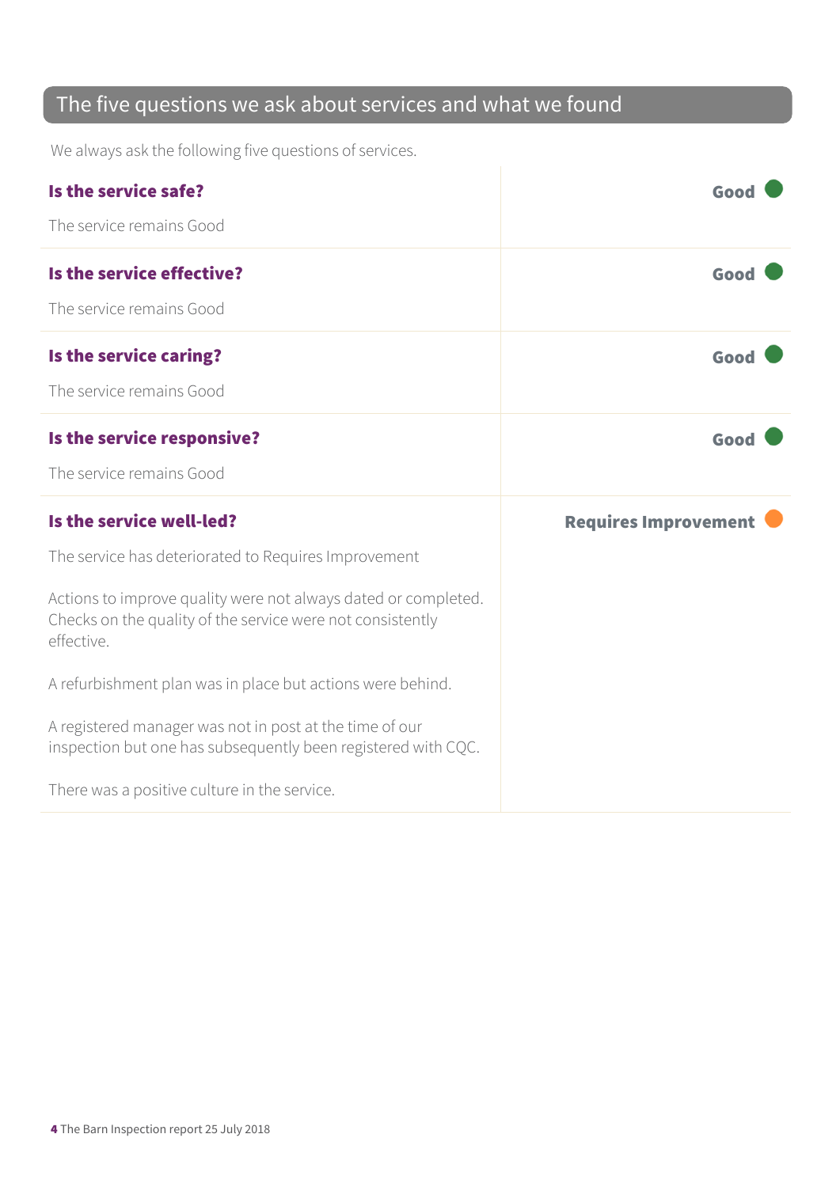## The five questions we ask about services and what we found

We always ask the following five questions of services.

**Is the service safe?** — **Good**

The service remains Good

**Is the service effective?** — **Good**

The service remains Good

**Is the service caring?** — **Good**

The service remains Good

**Is the service responsive?** — **Good**

The service remains Good

**Is the service well-led?** — **Requires Improvement**

The service has deteriorated to Requires Improvement

Actions to improve quality were not always dated or completed. Checks on the quality of the service were not consistently effective.

A refurbishment plan was in place but actions were behind.

A registered manager was not in post at the time of our inspection but one has subsequently been registered with CQC.

There was a positive culture in the service.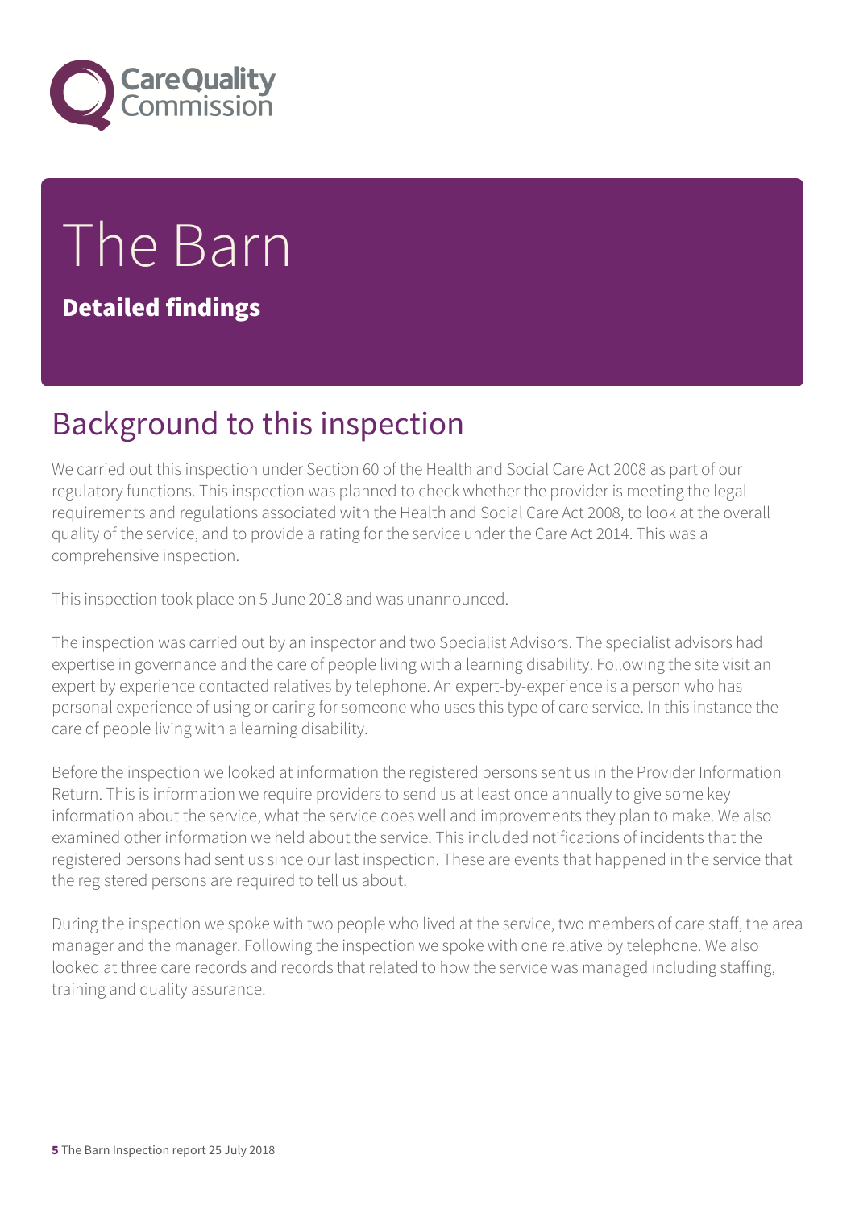# The Barn

## Detailed findings

## Background to this inspection

We carried out this inspection under Section 60 of the Health and Social Care Act 2008 as part of our regulatory functions. This inspection was planned to check whether the provider is meeting the legal requirements and regulations associated with the Health and Social Care Act 2008, to look at the overall quality of the service, and to provide a rating for the service under the Care Act 2014. This was a comprehensive inspection.

This inspection took place on 5 June 2018 and was unannounced.

The inspection was carried out by an inspector and two Specialist Advisors. The specialist advisors had expertise in governance and the care of people living with a learning disability. Following the site visit an expert by experience contacted relatives by telephone. An expert-by-experience is a person who has personal experience of using or caring for someone who uses this type of care service. In this instance the care of people living with a learning disability.

Before the inspection we looked at information the registered persons sent us in the Provider Information Return. This is information we require providers to send us at least once annually to give some key information about the service, what the service does well and improvements they plan to make. We also examined other information we held about the service. This included notifications of incidents that the registered persons had sent us since our last inspection. These are events that happened in the service that the registered persons are required to tell us about.

During the inspection we spoke with two people who lived at the service, two members of care staff, the area manager and the manager. Following the inspection we spoke with one relative by telephone. We also looked at three care records and records that related to how the service was managed including staffing, training and quality assurance.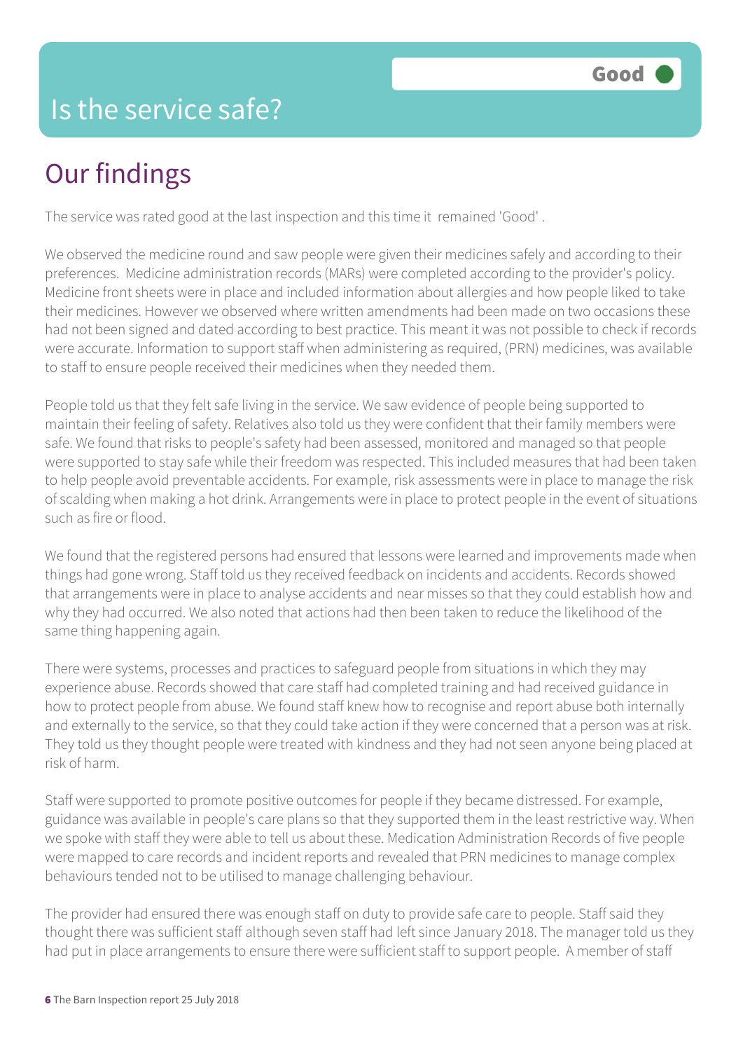# Is the service safe?

**Good**

## Our findings

The service was rated good at the last inspection and this time it remained 'Good' .

We observed the medicine round and saw people were given their medicines safely and according to their preferences. Medicine administration records (MARs) were completed according to the provider's policy. Medicine front sheets were in place and included information about allergies and how people liked to take their medicines. However we observed where written amendments had been made on two occasions these had not been signed and dated according to best practice. This meant it was not possible to check if records were accurate. Information to support staff when administering as required, (PRN) medicines, was available to staff to ensure people received their medicines when they needed them.

People told us that they felt safe living in the service. We saw evidence of people being supported to maintain their feeling of safety. Relatives also told us they were confident that their family members were safe. We found that risks to people's safety had been assessed, monitored and managed so that people were supported to stay safe while their freedom was respected. This included measures that had been taken to help people avoid preventable accidents. For example, risk assessments were in place to manage the risk of scalding when making a hot drink. Arrangements were in place to protect people in the event of situations such as fire or flood.

We found that the registered persons had ensured that lessons were learned and improvements made when things had gone wrong. Staff told us they received feedback on incidents and accidents. Records showed that arrangements were in place to analyse accidents and near misses so that they could establish how and why they had occurred. We also noted that actions had then been taken to reduce the likelihood of the same thing happening again.

There were systems, processes and practices to safeguard people from situations in which they may experience abuse. Records showed that care staff had completed training and had received guidance in how to protect people from abuse. We found staff knew how to recognise and report abuse both internally and externally to the service, so that they could take action if they were concerned that a person was at risk. They told us they thought people were treated with kindness and they had not seen anyone being placed at risk of harm.

Staff were supported to promote positive outcomes for people if they became distressed. For example, guidance was available in people's care plans so that they supported them in the least restrictive way. When we spoke with staff they were able to tell us about these. Medication Administration Records of five people were mapped to care records and incident reports and revealed that PRN medicines to manage complex behaviours tended not to be utilised to manage challenging behaviour.

The provider had ensured there was enough staff on duty to provide safe care to people. Staff said they thought there was sufficient staff although seven staff had left since January 2018. The manager told us they had put in place arrangements to ensure there were sufficient staff to support people. A member of staff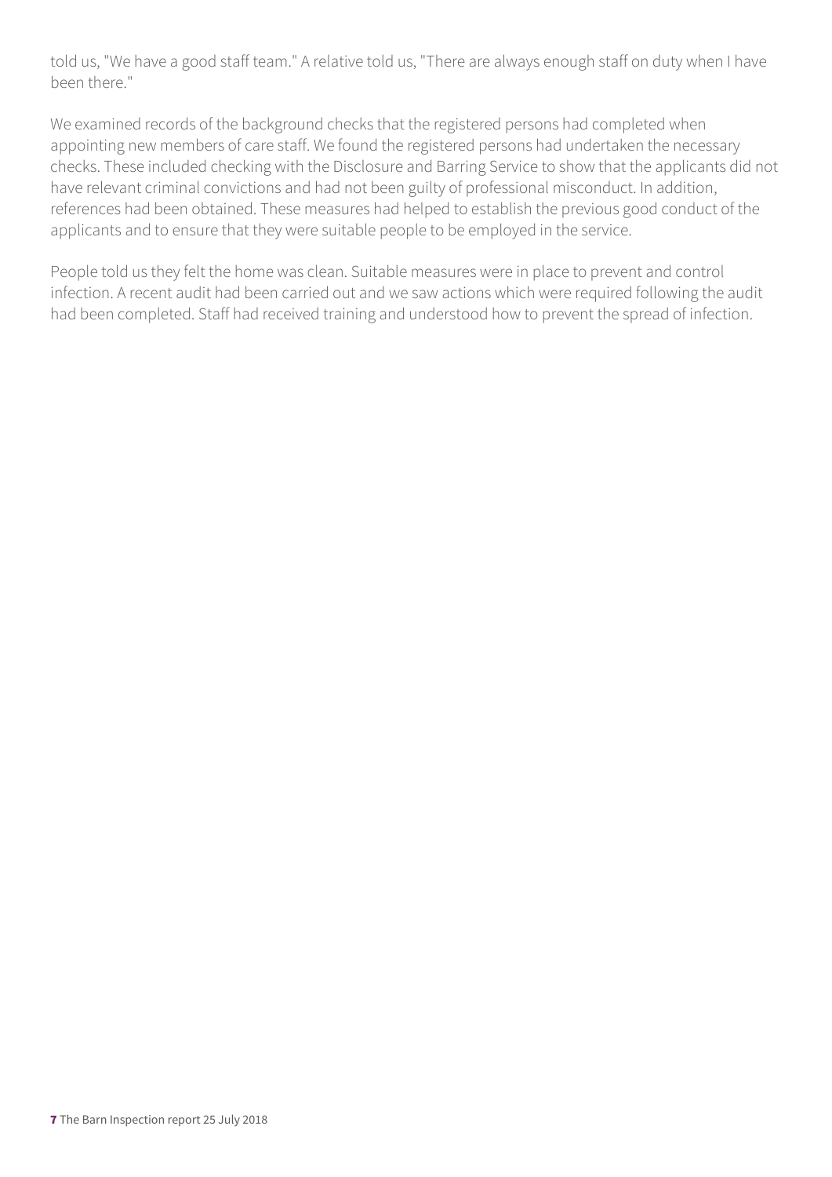told us, "We have a good staff team." A relative told us, "There are always enough staff on duty when I have been there."

We examined records of the background checks that the registered persons had completed when appointing new members of care staff. We found the registered persons had undertaken the necessary checks. These included checking with the Disclosure and Barring Service to show that the applicants did not have relevant criminal convictions and had not been guilty of professional misconduct. In addition, references had been obtained. These measures had helped to establish the previous good conduct of the applicants and to ensure that they were suitable people to be employed in the service.

People told us they felt the home was clean. Suitable measures were in place to prevent and control infection. A recent audit had been carried out and we saw actions which were required following the audit had been completed. Staff had received training and understood how to prevent the spread of infection.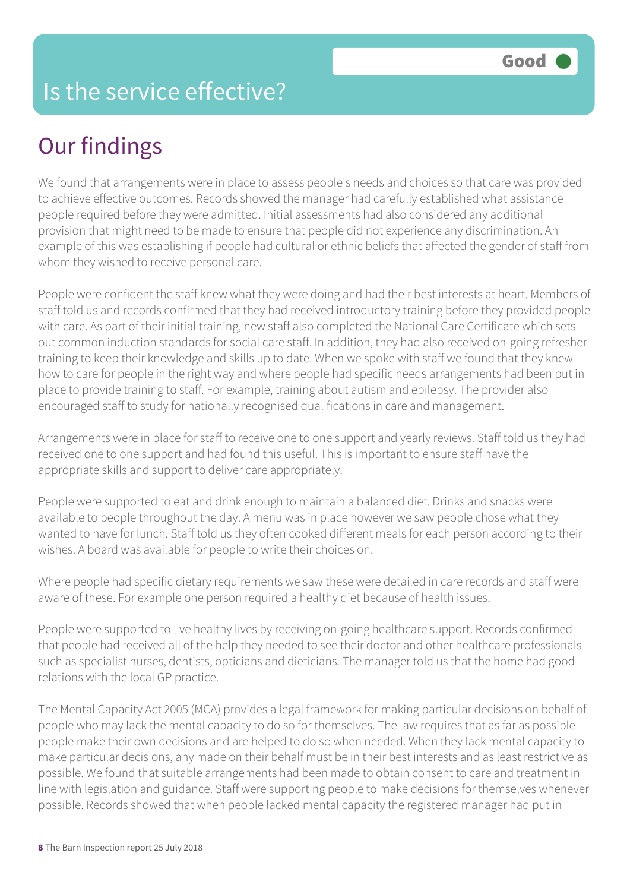# Is the service effective?

Good

## Our findings

We found that arrangements were in place to assess people's needs and choices so that care was provided to achieve effective outcomes. Records showed the manager had carefully established what assistance people required before they were admitted. Initial assessments had also considered any additional provision that might need to be made to ensure that people did not experience any discrimination. An example of this was establishing if people had cultural or ethnic beliefs that affected the gender of staff from whom they wished to receive personal care.

People were confident the staff knew what they were doing and had their best interests at heart. Members of staff told us and records confirmed that they had received introductory training before they provided people with care. As part of their initial training, new staff also completed the National Care Certificate which sets out common induction standards for social care staff. In addition, they had also received on-going refresher training to keep their knowledge and skills up to date. When we spoke with staff we found that they knew how to care for people in the right way and where people had specific needs arrangements had been put in place to provide training to staff. For example, training about autism and epilepsy. The provider also encouraged staff to study for nationally recognised qualifications in care and management.

Arrangements were in place for staff to receive one to one support and yearly reviews. Staff told us they had received one to one support and had found this useful. This is important to ensure staff have the appropriate skills and support to deliver care appropriately.

People were supported to eat and drink enough to maintain a balanced diet. Drinks and snacks were available to people throughout the day. A menu was in place however we saw people chose what they wanted to have for lunch. Staff told us they often cooked different meals for each person according to their wishes. A board was available for people to write their choices on.

Where people had specific dietary requirements we saw these were detailed in care records and staff were aware of these. For example one person required a healthy diet because of health issues.

People were supported to live healthy lives by receiving on-going healthcare support. Records confirmed that people had received all of the help they needed to see their doctor and other healthcare professionals such as specialist nurses, dentists, opticians and dieticians. The manager told us that the home had good relations with the local GP practice.

The Mental Capacity Act 2005 (MCA) provides a legal framework for making particular decisions on behalf of people who may lack the mental capacity to do so for themselves. The law requires that as far as possible people make their own decisions and are helped to do so when needed. When they lack mental capacity to make particular decisions, any made on their behalf must be in their best interests and as least restrictive as possible. We found that suitable arrangements had been made to obtain consent to care and treatment in line with legislation and guidance. Staff were supporting people to make decisions for themselves whenever possible. Records showed that when people lacked mental capacity the registered manager had put in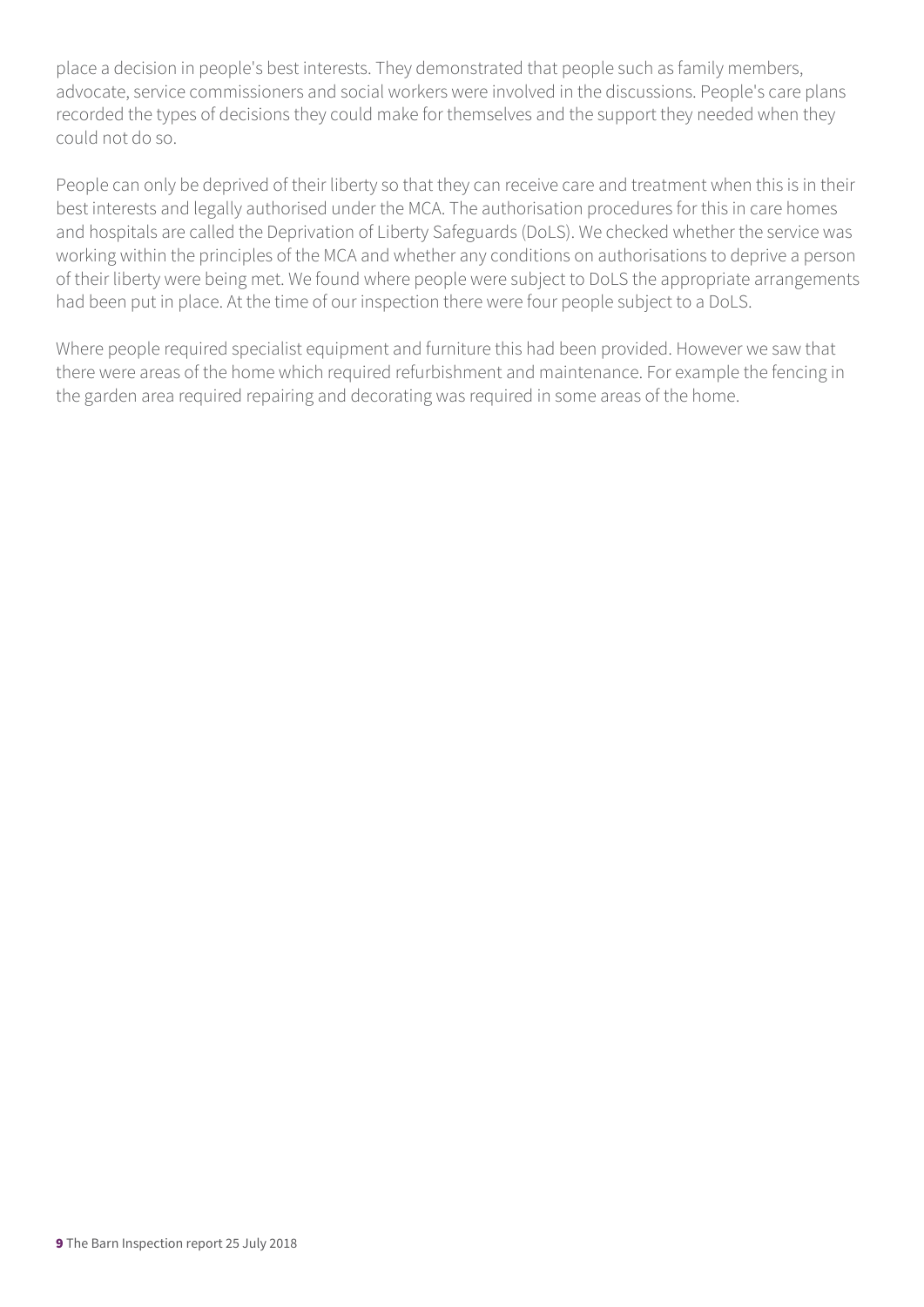place a decision in people's best interests. They demonstrated that people such as family members, advocate, service commissioners and social workers were involved in the discussions. People's care plans recorded the types of decisions they could make for themselves and the support they needed when they could not do so.

People can only be deprived of their liberty so that they can receive care and treatment when this is in their best interests and legally authorised under the MCA. The authorisation procedures for this in care homes and hospitals are called the Deprivation of Liberty Safeguards (DoLS). We checked whether the service was working within the principles of the MCA and whether any conditions on authorisations to deprive a person of their liberty were being met. We found where people were subject to DoLS the appropriate arrangements had been put in place. At the time of our inspection there were four people subject to a DoLS.

Where people required specialist equipment and furniture this had been provided. However we saw that there were areas of the home which required refurbishment and maintenance. For example the fencing in the garden area required repairing and decorating was required in some areas of the home.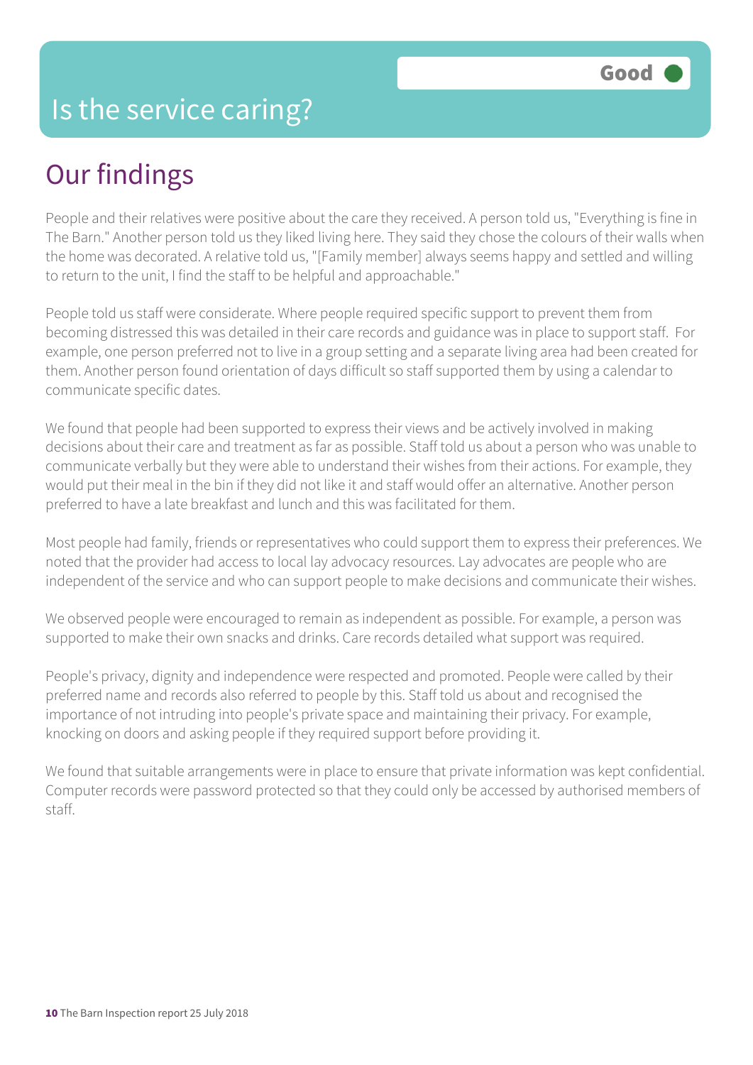# Is the service caring?

Good

## Our findings

People and their relatives were positive about the care they received. A person told us, "Everything is fine in The Barn." Another person told us they liked living here. They said they chose the colours of their walls when the home was decorated. A relative told us, "[Family member] always seems happy and settled and willing to return to the unit, I find the staff to be helpful and approachable."

People told us staff were considerate. Where people required specific support to prevent them from becoming distressed this was detailed in their care records and guidance was in place to support staff. For example, one person preferred not to live in a group setting and a separate living area had been created for them. Another person found orientation of days difficult so staff supported them by using a calendar to communicate specific dates.

We found that people had been supported to express their views and be actively involved in making decisions about their care and treatment as far as possible. Staff told us about a person who was unable to communicate verbally but they were able to understand their wishes from their actions. For example, they would put their meal in the bin if they did not like it and staff would offer an alternative. Another person preferred to have a late breakfast and lunch and this was facilitated for them.

Most people had family, friends or representatives who could support them to express their preferences. We noted that the provider had access to local lay advocacy resources. Lay advocates are people who are independent of the service and who can support people to make decisions and communicate their wishes.

We observed people were encouraged to remain as independent as possible. For example, a person was supported to make their own snacks and drinks. Care records detailed what support was required.

People's privacy, dignity and independence were respected and promoted. People were called by their preferred name and records also referred to people by this. Staff told us about and recognised the importance of not intruding into people's private space and maintaining their privacy. For example, knocking on doors and asking people if they required support before providing it.

We found that suitable arrangements were in place to ensure that private information was kept confidential. Computer records were password protected so that they could only be accessed by authorised members of staff.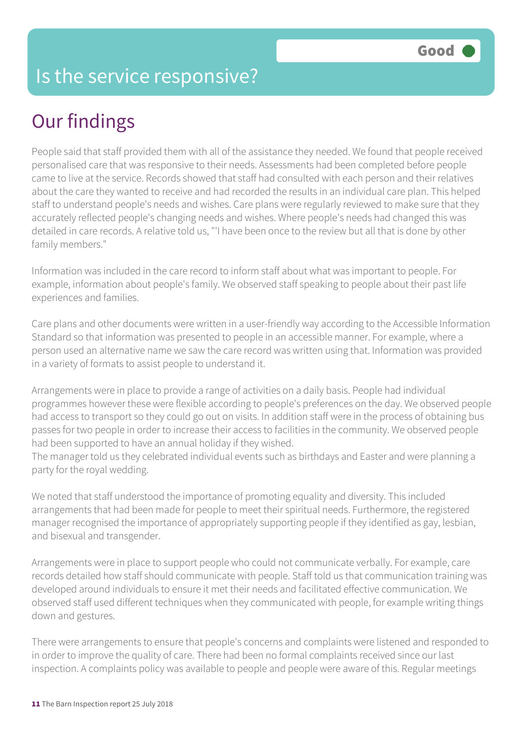# Is the service responsive?

Good

## Our findings

People said that staff provided them with all of the assistance they needed. We found that people received personalised care that was responsive to their needs. Assessments had been completed before people came to live at the service. Records showed that staff had consulted with each person and their relatives about the care they wanted to receive and had recorded the results in an individual care plan. This helped staff to understand people's needs and wishes. Care plans were regularly reviewed to make sure that they accurately reflected people's changing needs and wishes. Where people's needs had changed this was detailed in care records. A relative told us, "'I have been once to the review but all that is done by other family members."

Information was included in the care record to inform staff about what was important to people. For example, information about people's family. We observed staff speaking to people about their past life experiences and families.

Care plans and other documents were written in a user-friendly way according to the Accessible Information Standard so that information was presented to people in an accessible manner. For example, where a person used an alternative name we saw the care record was written using that. Information was provided in a variety of formats to assist people to understand it.

Arrangements were in place to provide a range of activities on a daily basis. People had individual programmes however these were flexible according to people's preferences on the day. We observed people had access to transport so they could go out on visits. In addition staff were in the process of obtaining bus passes for two people in order to increase their access to facilities in the community. We observed people had been supported to have an annual holiday if they wished.
The manager told us they celebrated individual events such as birthdays and Easter and were planning a party for the royal wedding.

We noted that staff understood the importance of promoting equality and diversity. This included arrangements that had been made for people to meet their spiritual needs. Furthermore, the registered manager recognised the importance of appropriately supporting people if they identified as gay, lesbian, and bisexual and transgender.

Arrangements were in place to support people who could not communicate verbally. For example, care records detailed how staff should communicate with people. Staff told us that communication training was developed around individuals to ensure it met their needs and facilitated effective communication. We observed staff used different techniques when they communicated with people, for example writing things down and gestures.

There were arrangements to ensure that people's concerns and complaints were listened and responded to in order to improve the quality of care. There had been no formal complaints received since our last inspection. A complaints policy was available to people and people were aware of this. Regular meetings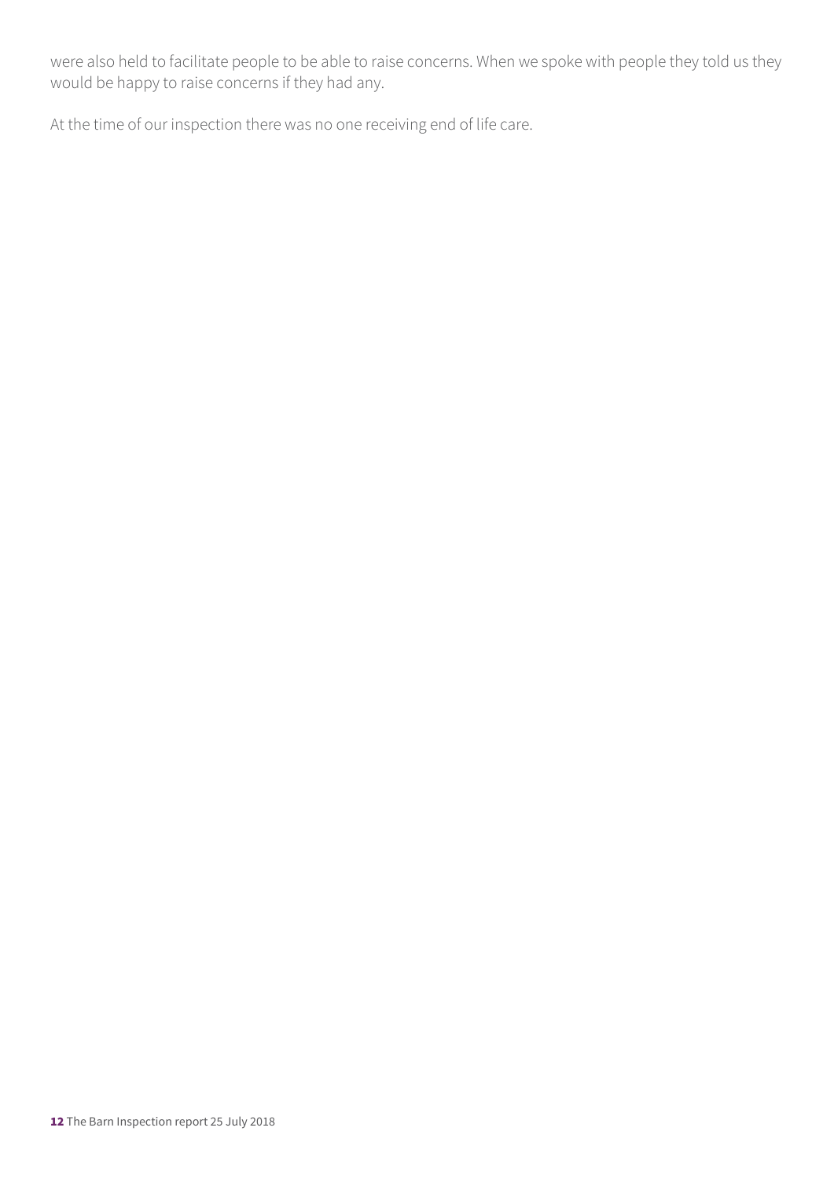were also held to facilitate people to be able to raise concerns. When we spoke with people they told us they would be happy to raise concerns if they had any.

At the time of our inspection there was no one receiving end of life care.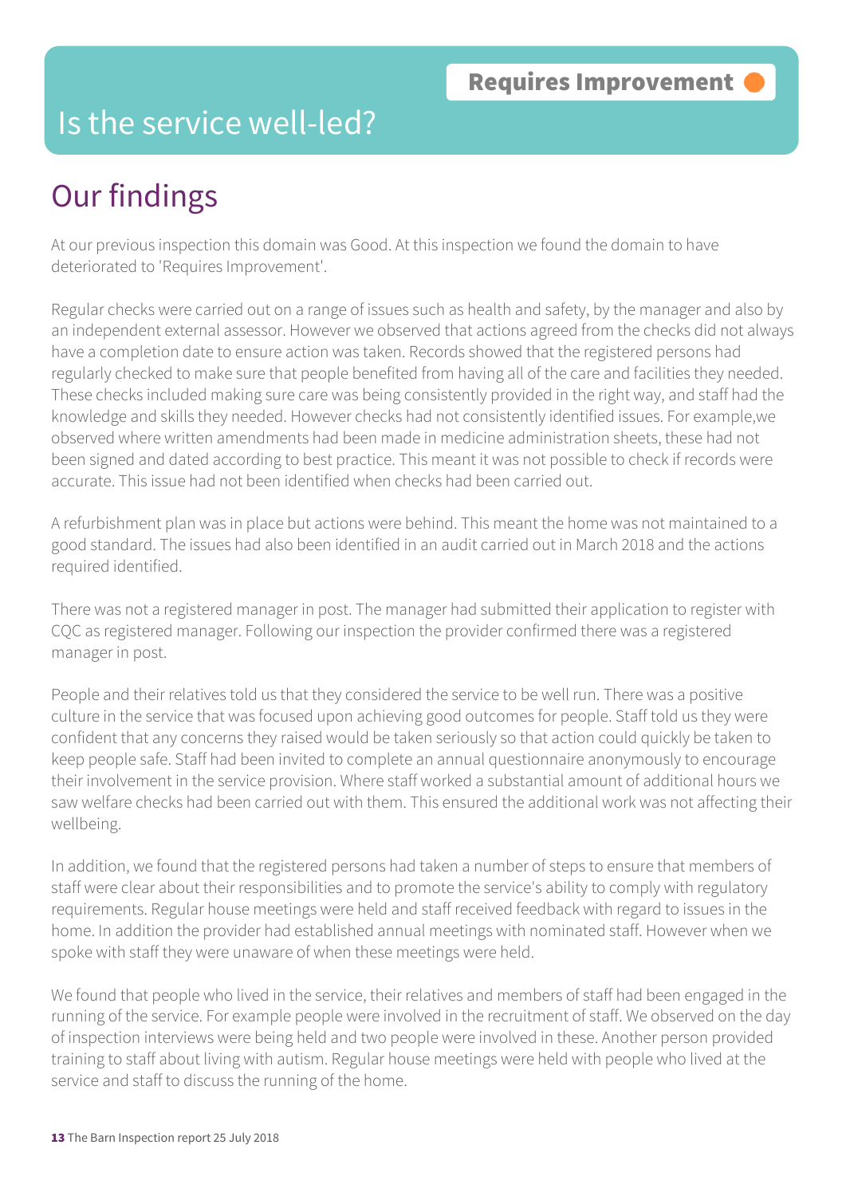# Is the service well-led?

**Requires Improvement**

## Our findings

At our previous inspection this domain was Good. At this inspection we found the domain to have deteriorated to 'Requires Improvement'.

Regular checks were carried out on a range of issues such as health and safety, by the manager and also by an independent external assessor. However we observed that actions agreed from the checks did not always have a completion date to ensure action was taken. Records showed that the registered persons had regularly checked to make sure that people benefited from having all of the care and facilities they needed. These checks included making sure care was being consistently provided in the right way, and staff had the knowledge and skills they needed. However checks had not consistently identified issues. For example,we observed where written amendments had been made in medicine administration sheets, these had not been signed and dated according to best practice. This meant it was not possible to check if records were accurate. This issue had not been identified when checks had been carried out.

A refurbishment plan was in place but actions were behind. This meant the home was not maintained to a good standard. The issues had also been identified in an audit carried out in March 2018 and the actions required identified.

There was not a registered manager in post. The manager had submitted their application to register with CQC as registered manager. Following our inspection the provider confirmed there was a registered manager in post.

People and their relatives told us that they considered the service to be well run. There was a positive culture in the service that was focused upon achieving good outcomes for people. Staff told us they were confident that any concerns they raised would be taken seriously so that action could quickly be taken to keep people safe. Staff had been invited to complete an annual questionnaire anonymously to encourage their involvement in the service provision. Where staff worked a substantial amount of additional hours we saw welfare checks had been carried out with them. This ensured the additional work was not affecting their wellbeing.

In addition, we found that the registered persons had taken a number of steps to ensure that members of staff were clear about their responsibilities and to promote the service's ability to comply with regulatory requirements. Regular house meetings were held and staff received feedback with regard to issues in the home. In addition the provider had established annual meetings with nominated staff. However when we spoke with staff they were unaware of when these meetings were held.

We found that people who lived in the service, their relatives and members of staff had been engaged in the running of the service. For example people were involved in the recruitment of staff. We observed on the day of inspection interviews were being held and two people were involved in these. Another person provided training to staff about living with autism. Regular house meetings were held with people who lived at the service and staff to discuss the running of the home.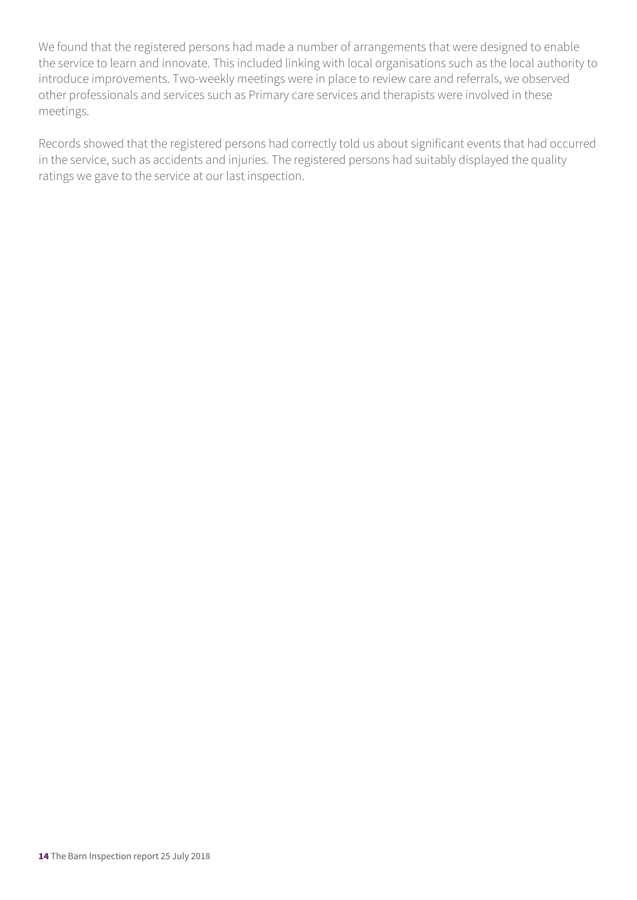We found that the registered persons had made a number of arrangements that were designed to enable the service to learn and innovate. This included linking with local organisations such as the local authority to introduce improvements. Two-weekly meetings were in place to review care and referrals, we observed other professionals and services such as Primary care services and therapists were involved in these meetings.

Records showed that the registered persons had correctly told us about significant events that had occurred in the service, such as accidents and injuries. The registered persons had suitably displayed the quality ratings we gave to the service at our last inspection.